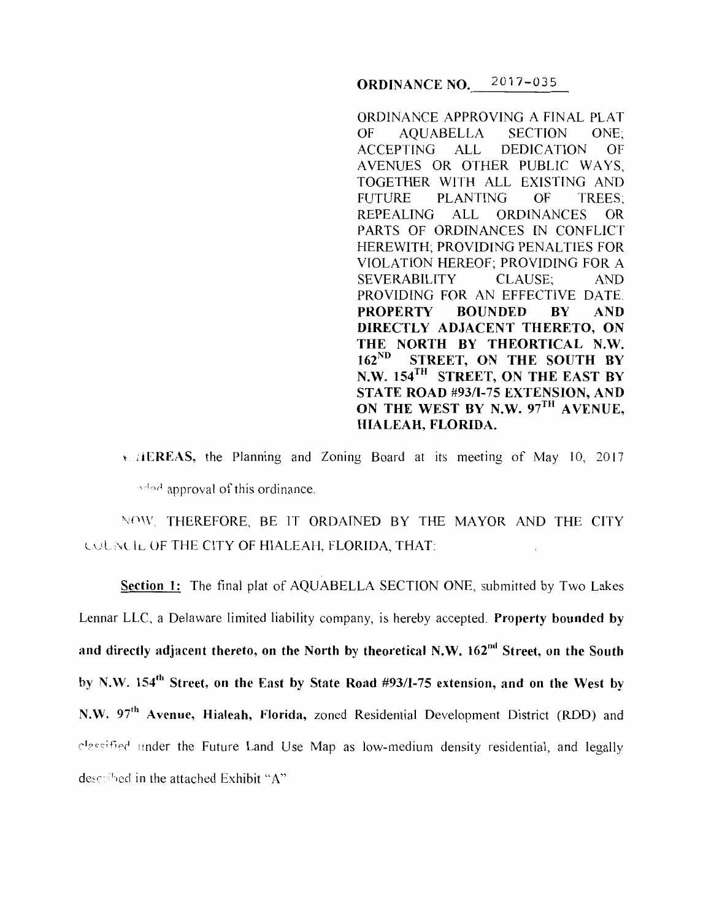**ORDINANCE NO.** 2017-035

ORDINANCE APPROVING A FINAL PLAT OF AQUABELLA SECTION ONE; ACCEPTING ALL DEDICATION OF AVENUES OR OTHER PUBLIC WAYS, TOGETHER WITH ALL EXISTING AND FUTURE PLANTING OF TREES; REPEALING ALL ORDINANCES OR PARTS OF ORDINANCES IN CONFLICT HEREWITH; PROVIDING PENALTIES FOR VIOLATION HEREOF; PROVIDING FOR A SEVERABILITY CLAUSE; AND PROVIDING FOR AN EFFECTIVE DATE. **PROPERTY BOUNDED BY AND DIRECTLY ADJACENT THERETO, ON THE NORTH BY THEORTICAL N.W. 162ND STREET, ON THE SOUTH BY N.W. 154TH STREET, ON THE EAST BY STATE ROAD #93/I-75 EXTENSION, AND ON THE WEST BY N.W. 97TH AVENUE, HIALEAH, FLORIDA.**

**WHEREAS,** the Planning and Zoning Board at its meeting of May 10, 2017 recommended approval of this ordinance.

NOW, THEREFORE, BE IT ORDAINED BY THE MAYOR AND THE CITY COUNCIL OF THE CITY OF HIALEAH, FLORIDA, THAT:

**Section 1:** The final plat of AQUABELLA SECTION ONE, submitted by Two Lakes Lennar LLC, a Delaware limited liability company, is hereby accepted. **Property bounded by and directly adjacent thereto, on the North by theoretical N.W. 162nd Street, on the South by N.W. 154th Street, on the East by State Road #93/I-75 extension, and on the West by N.W. 97th Avenue, Hialeah, Florida,** zoned Residential Development District (RDD) and classified under the Future Land Use Map as low-medium density residential, and legally described in the attached Exhibit "A"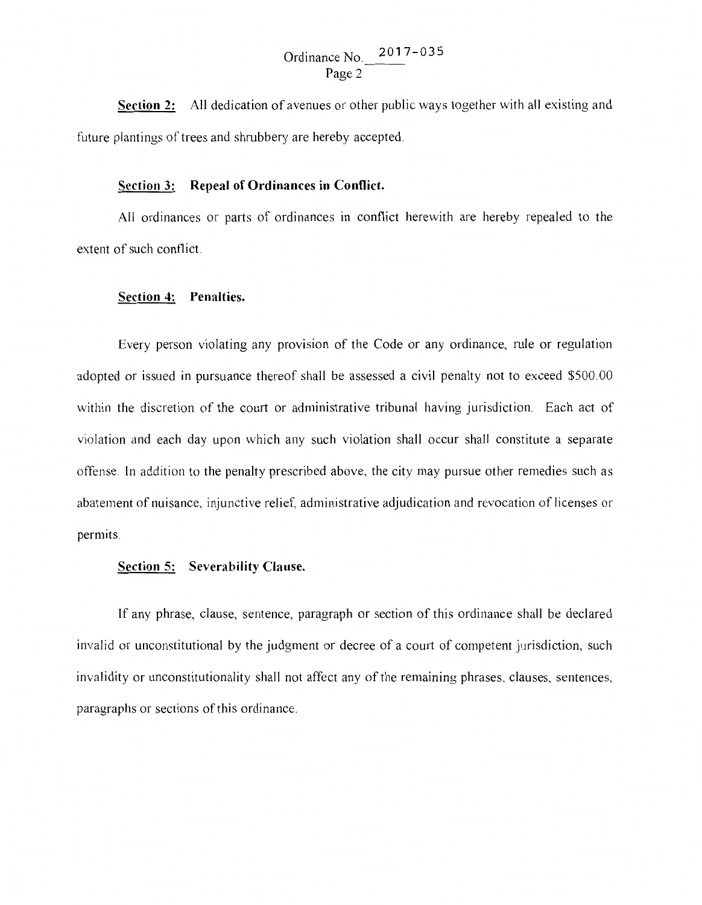**Section 2:** All dedication of avenues or other public ways together with all existing and future plantings of trees and shrubbery are hereby accepted.

**Section 3: Repeal of Ordinances in Conflict.**

All ordinances or parts of ordinances in conflict herewith are hereby repealed to the extent of such conflict.

**Section 4: Penalties.**

Every person violating any provision of the Code or any ordinance, rule or regulation adopted or issued in pursuance thereof shall be assessed a civil penalty not to exceed $500.00 within the discretion of the court or administrative tribunal having jurisdiction. Each act of violation and each day upon which any such violation shall occur shall constitute a separate offense. In addition to the penalty prescribed above, the city may pursue other remedies such as abatement of nuisance, injunctive relief, administrative adjudication and revocation of licenses or permits.

**Section 5: Severability Clause.**

If any phrase, clause, sentence, paragraph or section of this ordinance shall be declared invalid or unconstitutional by the judgment or decree of a court of competent jurisdiction, such invalidity or unconstitutionality shall not affect any of the remaining phrases, clauses, sentences, paragraphs or sections of this ordinance.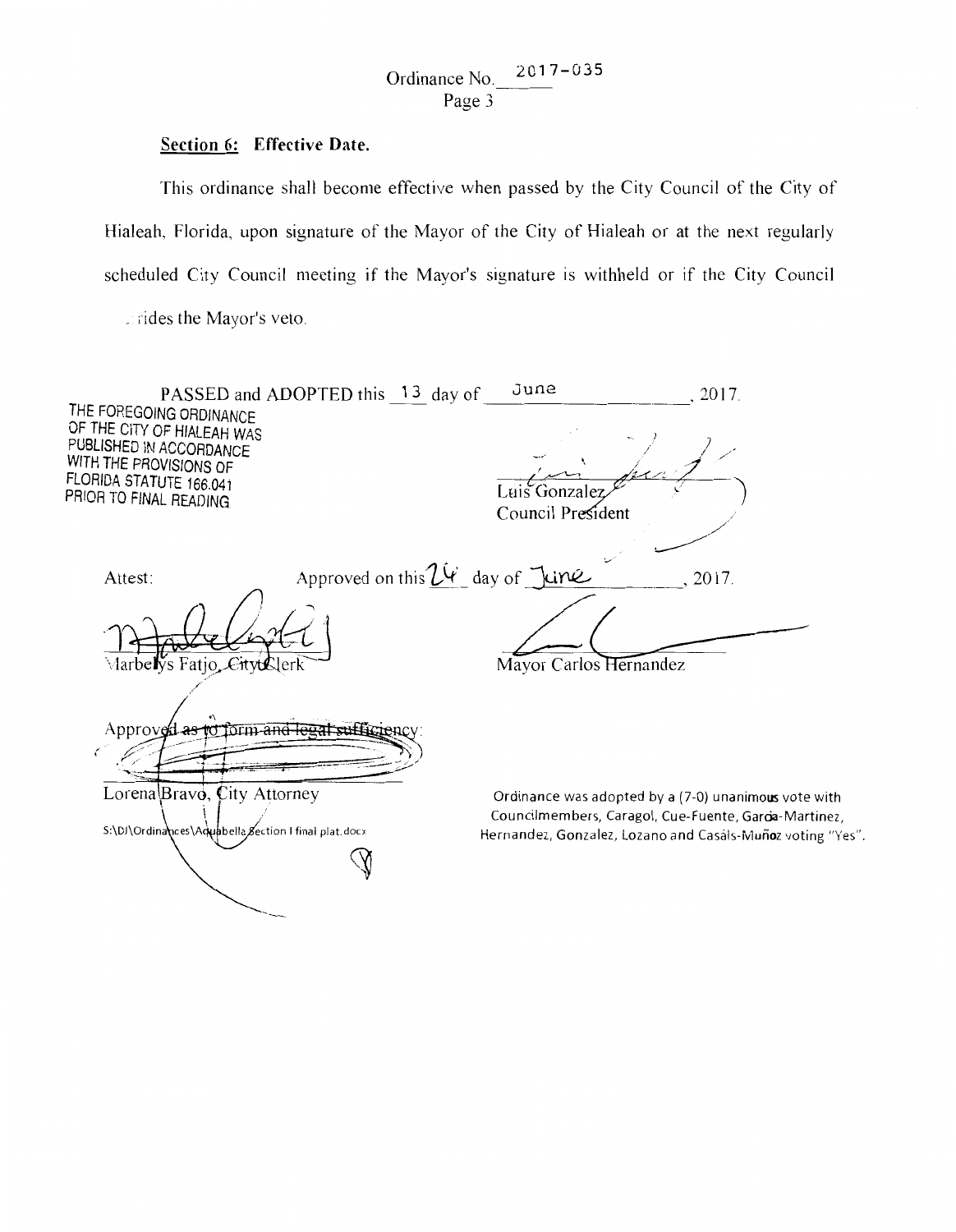Ordinance No. 2017-035

Page 3

**Section 6: Effective Date.**

This ordinance shall become effective when passed by the City Council of the City of Hialeah, Florida, upon signature of the Mayor of the City of Hialeah or at the next regularly scheduled City Council meeting if the Mayor's signature is withheld or if the City Council rides the Mayor's veto.

PASSED and ADOPTED this 13 day of June, 2017.

THE FOREGOING ORDINANCE OF THE CITY OF HIALEAH WAS PUBLISHED IN ACCORDANCE WITH THE PROVISIONS OF FLORIDA STATUTE 166.041 PRIOR TO FINAL READING.

Luis Gonzalez
Council President

Attest:

Approved on this 24 day of June, 2017.

Marbelys Fatjo, City Clerk

Mayor Carlos Hernandez

Approved as to form and legal sufficiency:

Lorena Bravo, City Attorney

S:\DJ\Ordinances\Aquabella Section I final plat.docx

Ordinance was adopted by a (7-0) unanimous vote with Councilmembers, Caragol, Cue-Fuente, Garcia-Martinez, Hernandez, Gonzalez, Lozano and Casáls-Muñoz voting "Yes".